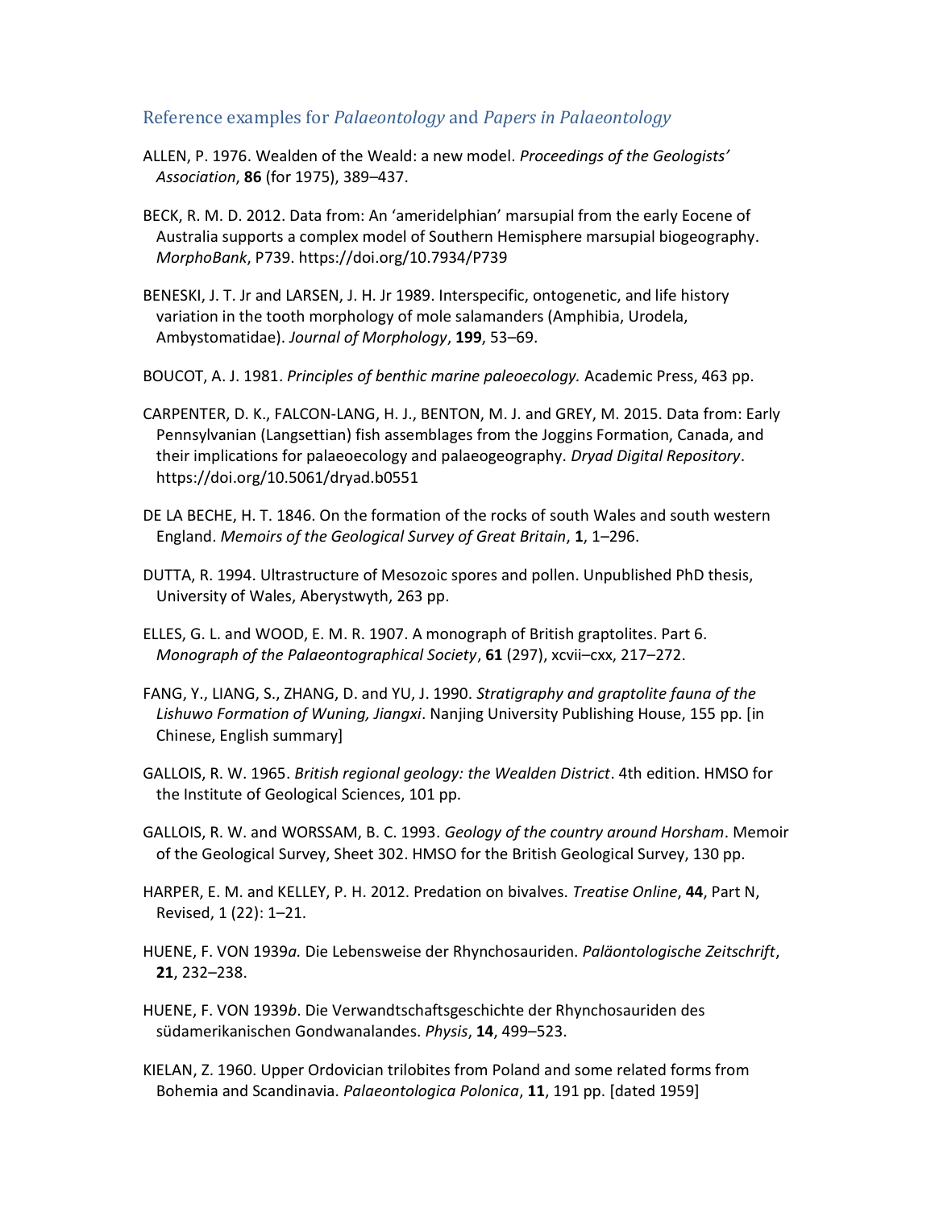## Reference examples for *Palaeontology* and *Papers in Palaeontology*

ALLEN, P. 1976. Wealden of the Weald: a new model. *Proceedings of the Geologists' Association*, **86** (for 1975), 389–437.

BECK, R. M. D. 2012. Data from: An 'ameridelphian' marsupial from the early Eocene of Australia supports a complex model of Southern Hemisphere marsupial biogeography. *MorphoBank*, P739. https://doi.org/10.7934/P739

BENESKI, J. T. Jr and LARSEN, J. H. Jr 1989. Interspecific, ontogenetic, and life history variation in the tooth morphology of mole salamanders (Amphibia, Urodela, Ambystomatidae). *Journal of Morphology*, **199**, 53–69.

BOUCOT, A. J. 1981. *Principles of benthic marine paleoecology.* Academic Press, 463 pp.

CARPENTER, D. K., FALCON-LANG, H. J., BENTON, M. J. and GREY, M. 2015. Data from: Early Pennsylvanian (Langsettian) fish assemblages from the Joggins Formation, Canada, and their implications for palaeoecology and palaeogeography. *Dryad Digital Repository*. https://doi.org/10.5061/dryad.b0551

DE LA BECHE, H. T. 1846. On the formation of the rocks of south Wales and south western England. *Memoirs of the Geological Survey of Great Britain*, **1**, 1–296.

DUTTA, R. 1994. Ultrastructure of Mesozoic spores and pollen. Unpublished PhD thesis, University of Wales, Aberystwyth, 263 pp.

ELLES, G. L. and WOOD, E. M. R. 1907. A monograph of British graptolites. Part 6. *Monograph of the Palaeontographical Society*, **61** (297), xcvii–cxx, 217–272.

FANG, Y., LIANG, S., ZHANG, D. and YU, J. 1990. *Stratigraphy and graptolite fauna of the Lishuwo Formation of Wuning, Jiangxi*. Nanjing University Publishing House, 155 pp. [in Chinese, English summary]

GALLOIS, R. W. 1965. *British regional geology: the Wealden District*. 4th edition. HMSO for the Institute of Geological Sciences, 101 pp.

GALLOIS, R. W. and WORSSAM, B. C. 1993. *Geology of the country around Horsham*. Memoir of the Geological Survey, Sheet 302. HMSO for the British Geological Survey, 130 pp.

HARPER, E. M. and KELLEY, P. H. 2012. Predation on bivalves. *Treatise Online*, **44**, Part N, Revised, 1 (22): 1–21.

HUENE, F. VON 1939*a.* Die Lebensweise der Rhynchosauriden. *Paläontologische Zeitschrift*, **21**, 232–238.

HUENE, F. VON 1939*b*. Die Verwandtschaftsgeschichte der Rhynchosauriden des südamerikanischen Gondwanalandes. *Physis*, **14**, 499–523.

KIELAN, Z. 1960. Upper Ordovician trilobites from Poland and some related forms from Bohemia and Scandinavia. *Palaeontologica Polonica*, **11**, 191 pp. [dated 1959]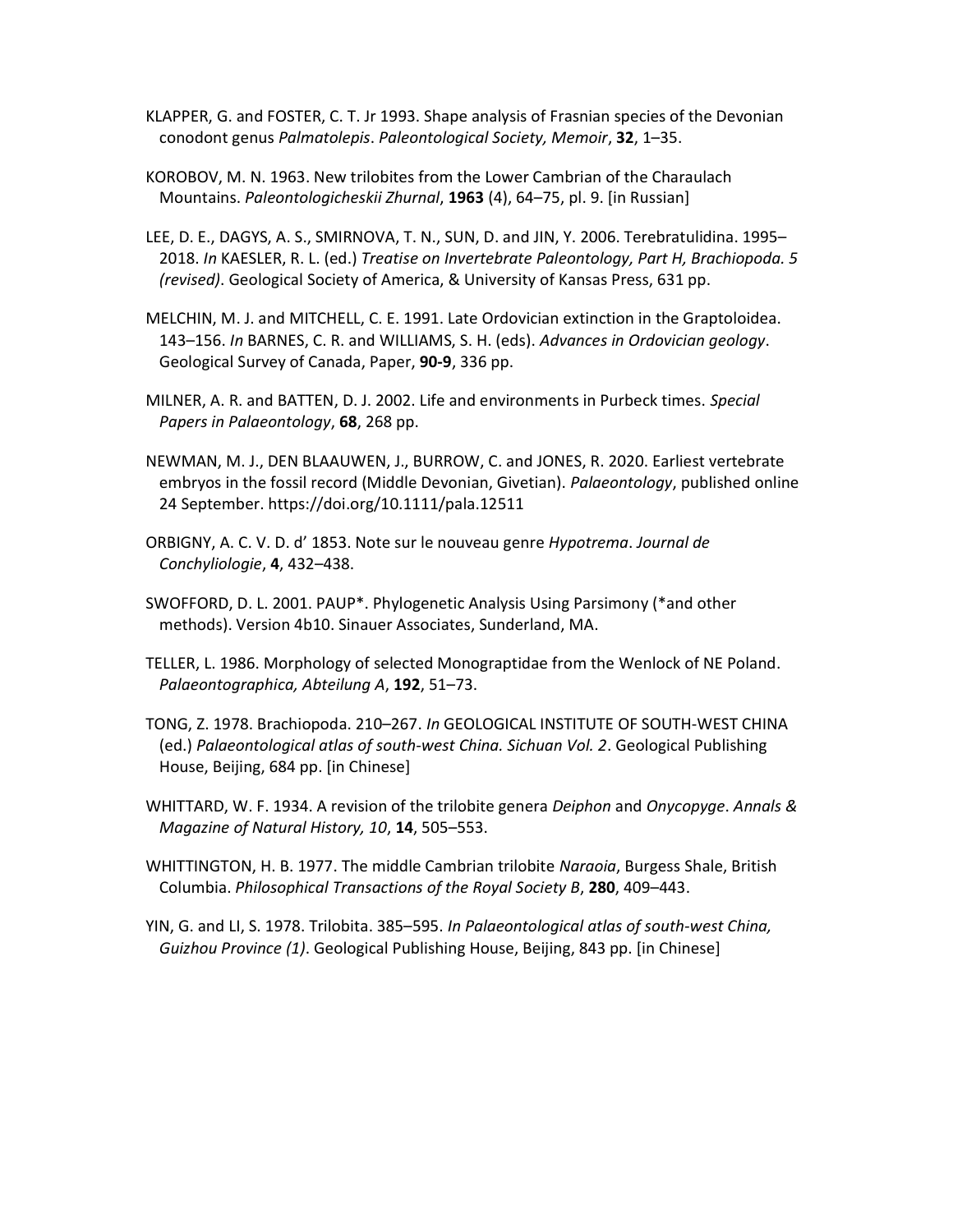KLAPPER, G. and FOSTER, C. T. Jr 1993. Shape analysis of Frasnian species of the Devonian conodont genus *Palmatolepis*. *Paleontological Society, Memoir*, **32**, 1–35.

KOROBOV, M. N. 1963. New trilobites from the Lower Cambrian of the Charaulach Mountains. *Paleontologicheskii Zhurnal*, **1963** (4), 64–75, pl. 9. [in Russian]

LEE, D. E., DAGYS, A. S., SMIRNOVA, T. N., SUN, D. and JIN, Y. 2006. Terebratulidina. 1995–2018. *In* KAESLER, R. L. (ed.) *Treatise on Invertebrate Paleontology, Part H, Brachiopoda. 5 (revised)*. Geological Society of America, & University of Kansas Press, 631 pp.

MELCHIN, M. J. and MITCHELL, C. E. 1991. Late Ordovician extinction in the Graptoloidea. 143–156. *In* BARNES, C. R. and WILLIAMS, S. H. (eds). *Advances in Ordovician geology*. Geological Survey of Canada, Paper, **90-9**, 336 pp.

MILNER, A. R. and BATTEN, D. J. 2002. Life and environments in Purbeck times. *Special Papers in Palaeontology*, **68**, 268 pp.

NEWMAN, M. J., DEN BLAAUWEN, J., BURROW, C. and JONES, R. 2020. Earliest vertebrate embryos in the fossil record (Middle Devonian, Givetian). *Palaeontology*, published online 24 September. https://doi.org/10.1111/pala.12511

ORBIGNY, A. C. V. D. d' 1853. Note sur le nouveau genre *Hypotrema*. *Journal de Conchyliologie*, **4**, 432–438.

SWOFFORD, D. L. 2001. PAUP*. Phylogenetic Analysis Using Parsimony (*and other methods). Version 4b10. Sinauer Associates, Sunderland, MA.

TELLER, L. 1986. Morphology of selected Monograptidae from the Wenlock of NE Poland. *Palaeontographica, Abteilung A*, **192**, 51–73.

TONG, Z. 1978. Brachiopoda. 210–267. *In* GEOLOGICAL INSTITUTE OF SOUTH-WEST CHINA (ed.) *Palaeontological atlas of south-west China. Sichuan Vol. 2*. Geological Publishing House, Beijing, 684 pp. [in Chinese]

WHITTARD, W. F. 1934. A revision of the trilobite genera *Deiphon* and *Onycopyge*. *Annals & Magazine of Natural History, 10*, **14**, 505–553.

WHITTINGTON, H. B. 1977. The middle Cambrian trilobite *Naraoia*, Burgess Shale, British Columbia. *Philosophical Transactions of the Royal Society B*, **280**, 409–443.

YIN, G. and LI, S. 1978. Trilobita. 385–595. *In Palaeontological atlas of south-west China, Guizhou Province (1)*. Geological Publishing House, Beijing, 843 pp. [in Chinese]